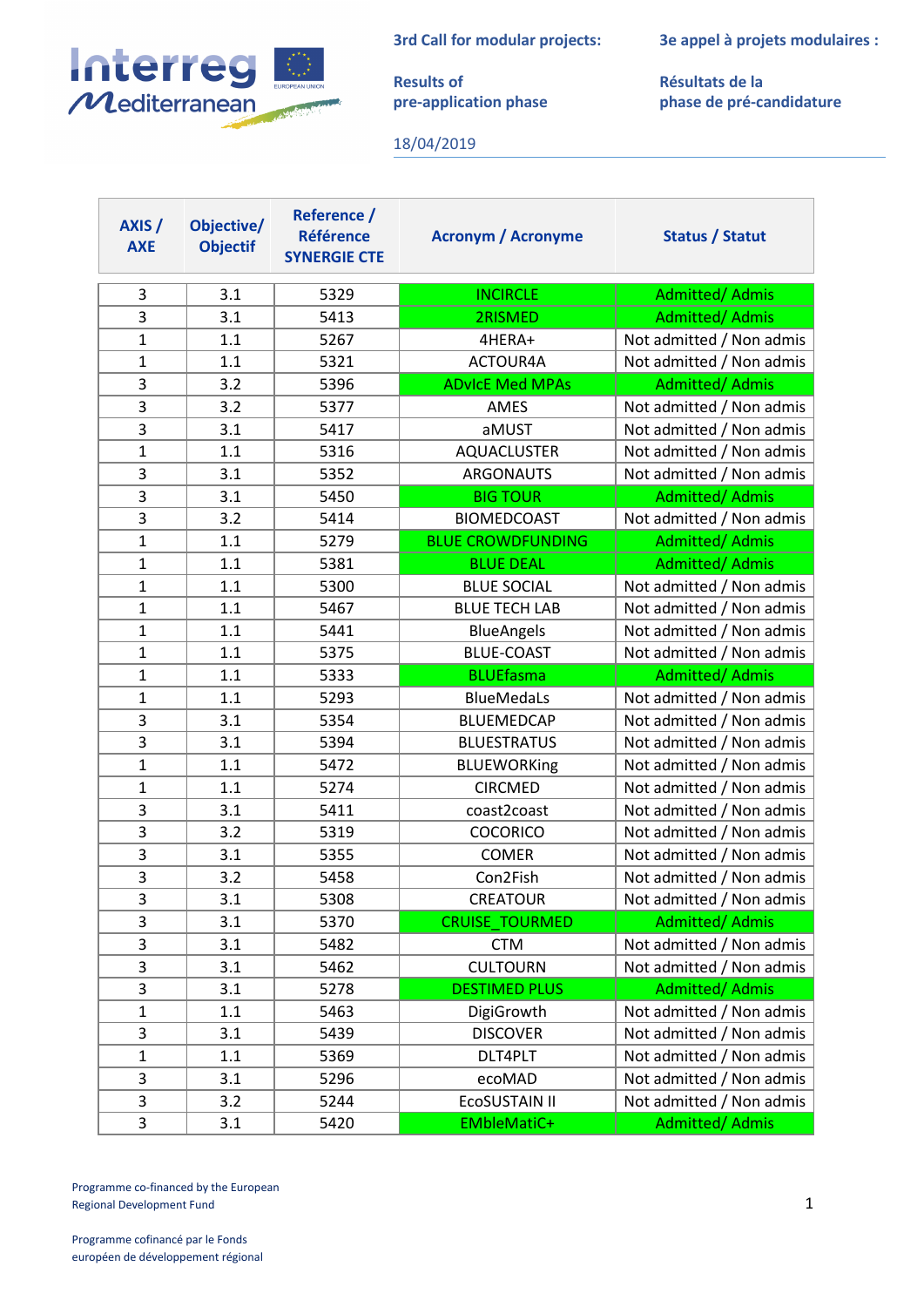**3rd Call for modular projects:**

**Results of pre-application phase**

**3e appel à projets modulaires :**

**Résultats de la phase de pré-candidature**

18/04/2019

| AXIS / AXE | Objective/ Objectif | Reference / Référence SYNERGIE CTE | Acronym / Acronyme | Status / Statut |
|---|---|---|---|---|
| 3 | 3.1 | 5329 | INCIRCLE | Admitted/ Admis |
| 3 | 3.1 | 5413 | 2RISMED | Admitted/ Admis |
| 1 | 1.1 | 5267 | 4HERA+ | Not admitted / Non admis |
| 1 | 1.1 | 5321 | ACTOUR4A | Not admitted / Non admis |
| 3 | 3.2 | 5396 | ADvIcE Med MPAs | Admitted/ Admis |
| 3 | 3.2 | 5377 | AMES | Not admitted / Non admis |
| 3 | 3.1 | 5417 | aMUST | Not admitted / Non admis |
| 1 | 1.1 | 5316 | AQUACLUSTER | Not admitted / Non admis |
| 3 | 3.1 | 5352 | ARGONAUTS | Not admitted / Non admis |
| 3 | 3.1 | 5450 | BIG TOUR | Admitted/ Admis |
| 3 | 3.2 | 5414 | BIOMEDCOAST | Not admitted / Non admis |
| 1 | 1.1 | 5279 | BLUE CROWDFUNDING | Admitted/ Admis |
| 1 | 1.1 | 5381 | BLUE DEAL | Admitted/ Admis |
| 1 | 1.1 | 5300 | BLUE SOCIAL | Not admitted / Non admis |
| 1 | 1.1 | 5467 | BLUE TECH LAB | Not admitted / Non admis |
| 1 | 1.1 | 5441 | BlueAngels | Not admitted / Non admis |
| 1 | 1.1 | 5375 | BLUE-COAST | Not admitted / Non admis |
| 1 | 1.1 | 5333 | BLUEfasma | Admitted/ Admis |
| 1 | 1.1 | 5293 | BlueMedaLs | Not admitted / Non admis |
| 3 | 3.1 | 5354 | BLUEMEDCAP | Not admitted / Non admis |
| 3 | 3.1 | 5394 | BLUESTRATUS | Not admitted / Non admis |
| 1 | 1.1 | 5472 | BLUEWORKing | Not admitted / Non admis |
| 1 | 1.1 | 5274 | CIRCMED | Not admitted / Non admis |
| 3 | 3.1 | 5411 | coast2coast | Not admitted / Non admis |
| 3 | 3.2 | 5319 | COCORICO | Not admitted / Non admis |
| 3 | 3.1 | 5355 | COMER | Not admitted / Non admis |
| 3 | 3.2 | 5458 | Con2Fish | Not admitted / Non admis |
| 3 | 3.1 | 5308 | CREATOUR | Not admitted / Non admis |
| 3 | 3.1 | 5370 | CRUISE_TOURMED | Admitted/ Admis |
| 3 | 3.1 | 5482 | CTM | Not admitted / Non admis |
| 3 | 3.1 | 5462 | CULTOURN | Not admitted / Non admis |
| 3 | 3.1 | 5278 | DESTIMED PLUS | Admitted/ Admis |
| 1 | 1.1 | 5463 | DigiGrowth | Not admitted / Non admis |
| 3 | 3.1 | 5439 | DISCOVER | Not admitted / Non admis |
| 1 | 1.1 | 5369 | DLT4PLT | Not admitted / Non admis |
| 3 | 3.1 | 5296 | ecoMAD | Not admitted / Non admis |
| 3 | 3.2 | 5244 | EcoSUSTAIN II | Not admitted / Non admis |
| 3 | 3.1 | 5420 | EMbleMatiC+ | Admitted/ Admis |

Programme co-financed by the European Regional Development Fund

Programme cofinancé par le Fonds européen de développement régional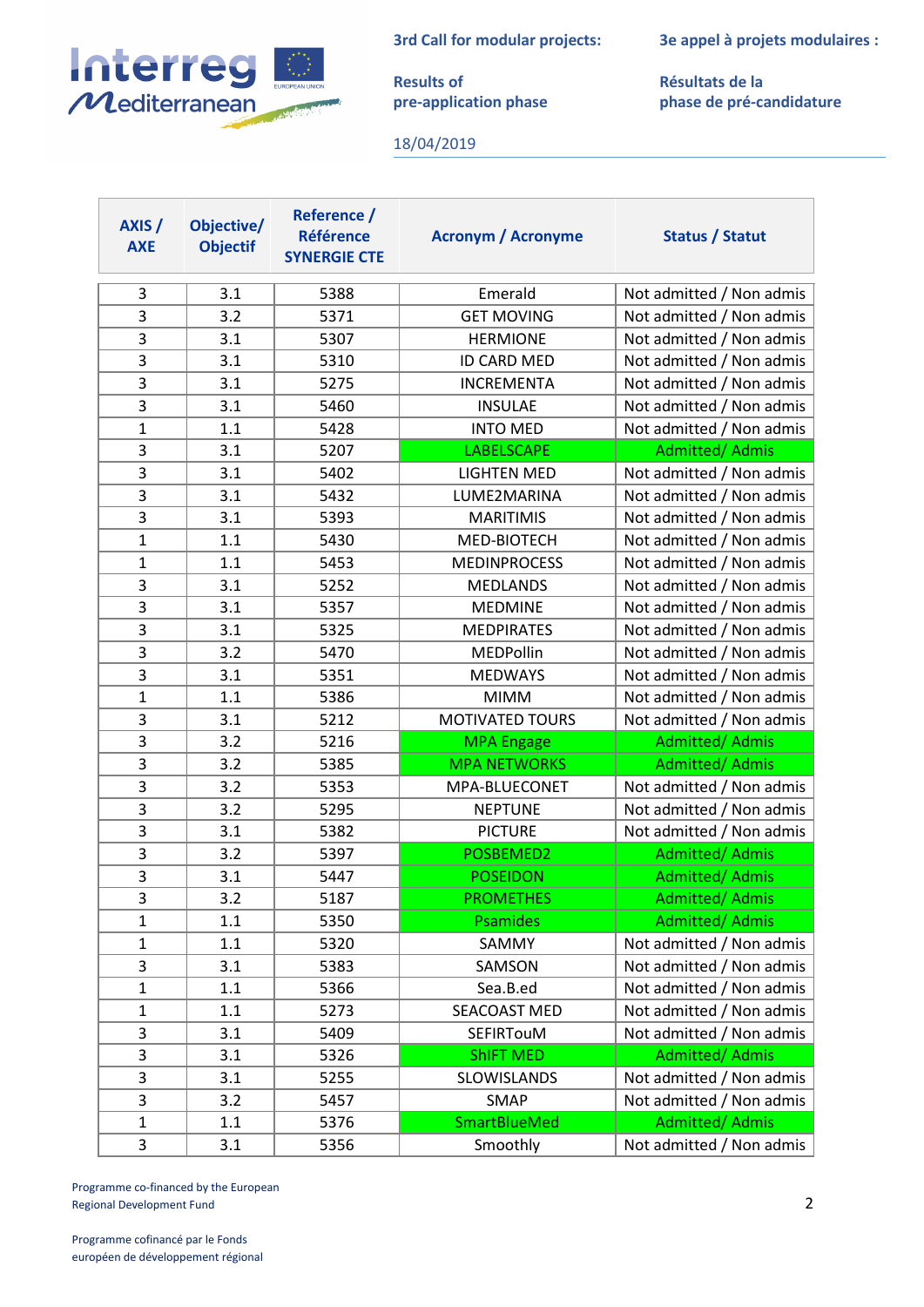3rd Call for modular projects:

Results of pre-application phase

3e appel à projets modulaires :

Résultats de la phase de pré-candidature

18/04/2019

| AXIS / AXE | Objective/ Objectif | Reference / Référence SYNERGIE CTE | Acronym / Acronyme | Status / Statut |
|---|---|---|---|---|
| 3 | 3.1 | 5388 | Emerald | Not admitted / Non admis |
| 3 | 3.2 | 5371 | GET MOVING | Not admitted / Non admis |
| 3 | 3.1 | 5307 | HERMIONE | Not admitted / Non admis |
| 3 | 3.1 | 5310 | ID CARD MED | Not admitted / Non admis |
| 3 | 3.1 | 5275 | INCREMENTA | Not admitted / Non admis |
| 3 | 3.1 | 5460 | INSULAE | Not admitted / Non admis |
| 1 | 1.1 | 5428 | INTO MED | Not admitted / Non admis |
| 3 | 3.1 | 5207 | LABELSCAPE | Admitted/ Admis |
| 3 | 3.1 | 5402 | LIGHTEN MED | Not admitted / Non admis |
| 3 | 3.1 | 5432 | LUME2MARINA | Not admitted / Non admis |
| 3 | 3.1 | 5393 | MARITIMIS | Not admitted / Non admis |
| 1 | 1.1 | 5430 | MED-BIOTECH | Not admitted / Non admis |
| 1 | 1.1 | 5453 | MEDINPROCESS | Not admitted / Non admis |
| 3 | 3.1 | 5252 | MEDLANDS | Not admitted / Non admis |
| 3 | 3.1 | 5357 | MEDMINE | Not admitted / Non admis |
| 3 | 3.1 | 5325 | MEDPIRATES | Not admitted / Non admis |
| 3 | 3.2 | 5470 | MEDPollin | Not admitted / Non admis |
| 3 | 3.1 | 5351 | MEDWAYS | Not admitted / Non admis |
| 1 | 1.1 | 5386 | MIMM | Not admitted / Non admis |
| 3 | 3.1 | 5212 | MOTIVATED TOURS | Not admitted / Non admis |
| 3 | 3.2 | 5216 | MPA Engage | Admitted/ Admis |
| 3 | 3.2 | 5385 | MPA NETWORKS | Admitted/ Admis |
| 3 | 3.2 | 5353 | MPA-BLUECONET | Not admitted / Non admis |
| 3 | 3.2 | 5295 | NEPTUNE | Not admitted / Non admis |
| 3 | 3.1 | 5382 | PICTURE | Not admitted / Non admis |
| 3 | 3.2 | 5397 | POSBEMED2 | Admitted/ Admis |
| 3 | 3.1 | 5447 | POSEIDON | Admitted/ Admis |
| 3 | 3.2 | 5187 | PROMETHES | Admitted/ Admis |
| 1 | 1.1 | 5350 | Psamides | Admitted/ Admis |
| 1 | 1.1 | 5320 | SAMMY | Not admitted / Non admis |
| 3 | 3.1 | 5383 | SAMSON | Not admitted / Non admis |
| 1 | 1.1 | 5366 | Sea.B.ed | Not admitted / Non admis |
| 1 | 1.1 | 5273 | SEACOAST MED | Not admitted / Non admis |
| 3 | 3.1 | 5409 | SEFIRTouM | Not admitted / Non admis |
| 3 | 3.1 | 5326 | ShIFT MED | Admitted/ Admis |
| 3 | 3.1 | 5255 | SLOWISLANDS | Not admitted / Non admis |
| 3 | 3.2 | 5457 | SMAP | Not admitted / Non admis |
| 1 | 1.1 | 5376 | SmartBlueMed | Admitted/ Admis |
| 3 | 3.1 | 5356 | Smoothly | Not admitted / Non admis |

Programme co-financed by the European Regional Development Fund

Programme cofinancé par le Fonds européen de développement régional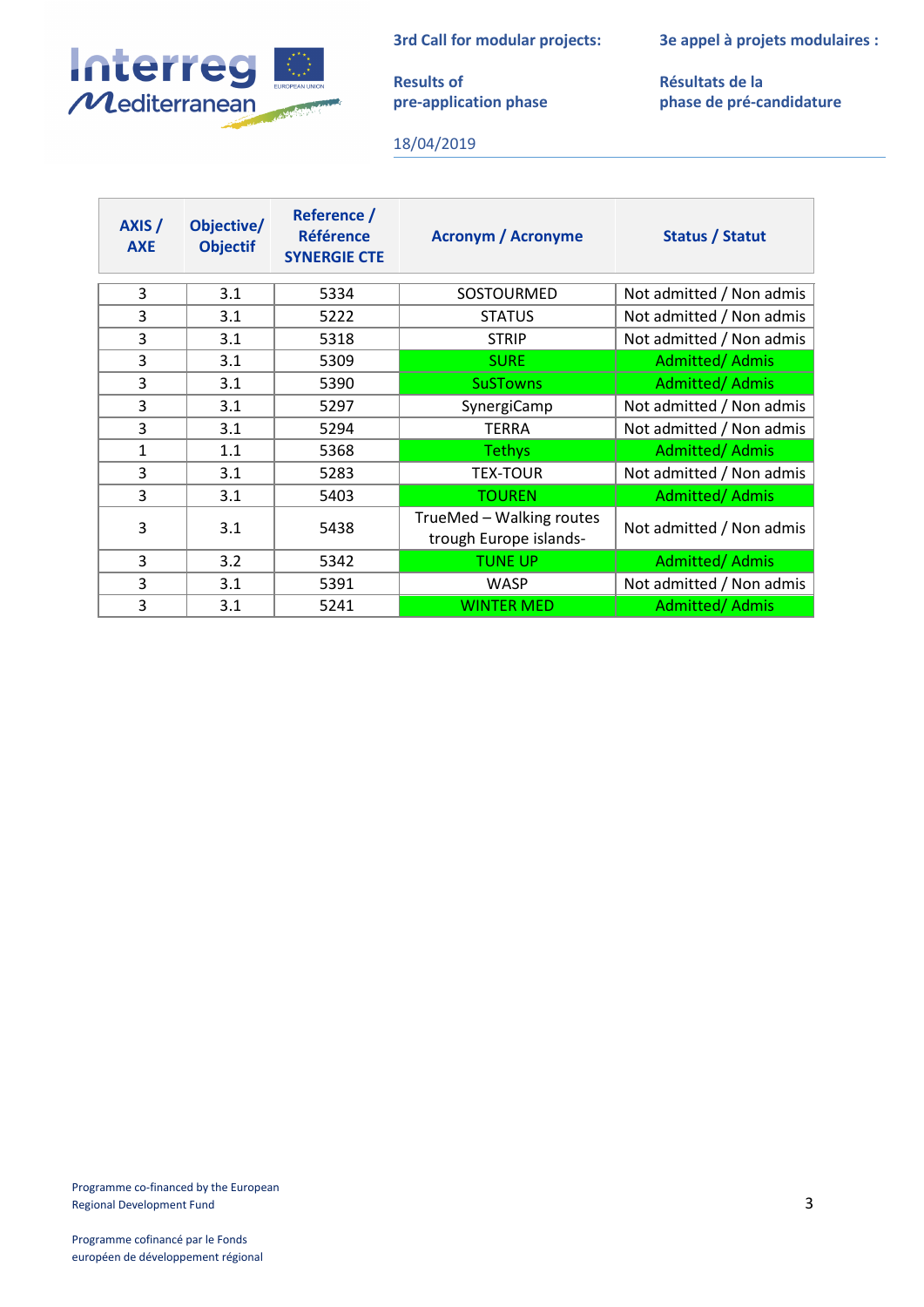3rd Call for modular projects:

Results of pre-application phase

3e appel à projets modulaires :

Résultats de la phase de pré-candidature

18/04/2019

| AXIS / AXE | Objective/ Objectif | Reference / Référence SYNERGIE CTE | Acronym / Acronyme | Status / Statut |
|---|---|---|---|---|
| 3 | 3.1 | 5334 | SOSTOURMED | Not admitted / Non admis |
| 3 | 3.1 | 5222 | STATUS | Not admitted / Non admis |
| 3 | 3.1 | 5318 | STRIP | Not admitted / Non admis |
| 3 | 3.1 | 5309 | SURE | Admitted/ Admis |
| 3 | 3.1 | 5390 | SuSTowns | Admitted/ Admis |
| 3 | 3.1 | 5297 | SynergiCamp | Not admitted / Non admis |
| 3 | 3.1 | 5294 | TERRA | Not admitted / Non admis |
| 1 | 1.1 | 5368 | Tethys | Admitted/ Admis |
| 3 | 3.1 | 5283 | TEX-TOUR | Not admitted / Non admis |
| 3 | 3.1 | 5403 | TOUREN | Admitted/ Admis |
| 3 | 3.1 | 5438 | TrueMed – Walking routes trough Europe islands- | Not admitted / Non admis |
| 3 | 3.2 | 5342 | TUNE UP | Admitted/ Admis |
| 3 | 3.1 | 5391 | WASP | Not admitted / Non admis |
| 3 | 3.1 | 5241 | WINTER MED | Admitted/ Admis |

Programme co-financed by the European Regional Development Fund

Programme cofinancé par le Fonds européen de développement régional